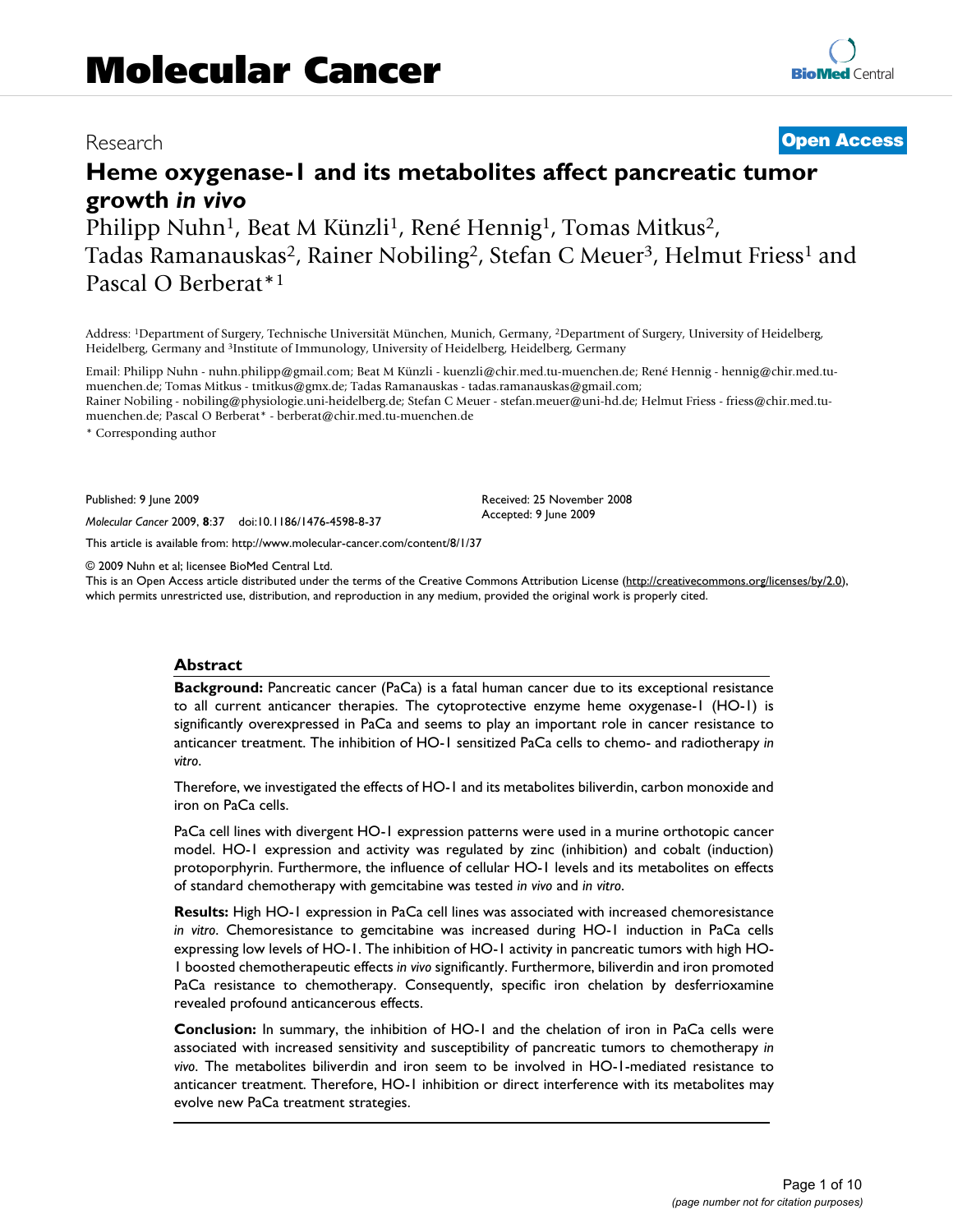Research

**Open Access**

# Heme oxygenase-1 and its metabolites affect pancreatic tumor growth *in vivo*

Philipp Nuhn[1], Beat M Künzli[1], René Hennig[1], Tomas Mitkus[2], Tadas Ramanauskas[2], Rainer Nobiling[2], Stefan C Meuer[3], Helmut Friess[1] and Pascal O Berberat*[1]

Address: [1]Department of Surgery, Technische Universität München, Munich, Germany, [2]Department of Surgery, University of Heidelberg, Heidelberg, Germany and [3]Institute of Immunology, University of Heidelberg, Heidelberg, Germany

Email: Philipp Nuhn - nuhn.philipp@gmail.com; Beat M Künzli - kuenzli@chir.med.tu-muenchen.de; René Hennig - hennig@chir.med.tu-muenchen.de; Tomas Mitkus - tmitkus@gmx.de; Tadas Ramanauskas - tadas.ramanauskas@gmail.com; Rainer Nobiling - nobiling@physiologie.uni-heidelberg.de; Stefan C Meuer - stefan.meuer@uni-hd.de; Helmut Friess - friess@chir.med.tu-muenchen.de; Pascal O Berberat* - berberat@chir.med.tu-muenchen.de

\* Corresponding author

Published: 9 June 2009

*Molecular Cancer* 2009, **8**:37 doi:10.1186/1476-4598-8-37

Received: 25 November 2008
Accepted: 9 June 2009

This article is available from: http://www.molecular-cancer.com/content/8/1/37

© 2009 Nuhn et al; licensee BioMed Central Ltd.
This is an Open Access article distributed under the terms of the Creative Commons Attribution License (http://creativecommons.org/licenses/by/2.0), which permits unrestricted use, distribution, and reproduction in any medium, provided the original work is properly cited.

## Abstract

**Background:** Pancreatic cancer (PaCa) is a fatal human cancer due to its exceptional resistance to all current anticancer therapies. The cytoprotective enzyme heme oxygenase-1 (HO-1) is significantly overexpressed in PaCa and seems to play an important role in cancer resistance to anticancer treatment. The inhibition of HO-1 sensitized PaCa cells to chemo- and radiotherapy *in vitro*.

Therefore, we investigated the effects of HO-1 and its metabolites biliverdin, carbon monoxide and iron on PaCa cells.

PaCa cell lines with divergent HO-1 expression patterns were used in a murine orthotopic cancer model. HO-1 expression and activity was regulated by zinc (inhibition) and cobalt (induction) protoporphyrin. Furthermore, the influence of cellular HO-1 levels and its metabolites on effects of standard chemotherapy with gemcitabine was tested *in vivo* and *in vitro*.

**Results:** High HO-1 expression in PaCa cell lines was associated with increased chemoresistance *in vitro*. Chemoresistance to gemcitabine was increased during HO-1 induction in PaCa cells expressing low levels of HO-1. The inhibition of HO-1 activity in pancreatic tumors with high HO-1 boosted chemotherapeutic effects *in vivo* significantly. Furthermore, biliverdin and iron promoted PaCa resistance to chemotherapy. Consequently, specific iron chelation by desferrioxamine revealed profound anticancerous effects.

**Conclusion:** In summary, the inhibition of HO-1 and the chelation of iron in PaCa cells were associated with increased sensitivity and susceptibility of pancreatic tumors to chemotherapy *in vivo*. The metabolites biliverdin and iron seem to be involved in HO-1-mediated resistance to anticancer treatment. Therefore, HO-1 inhibition or direct interference with its metabolites may evolve new PaCa treatment strategies.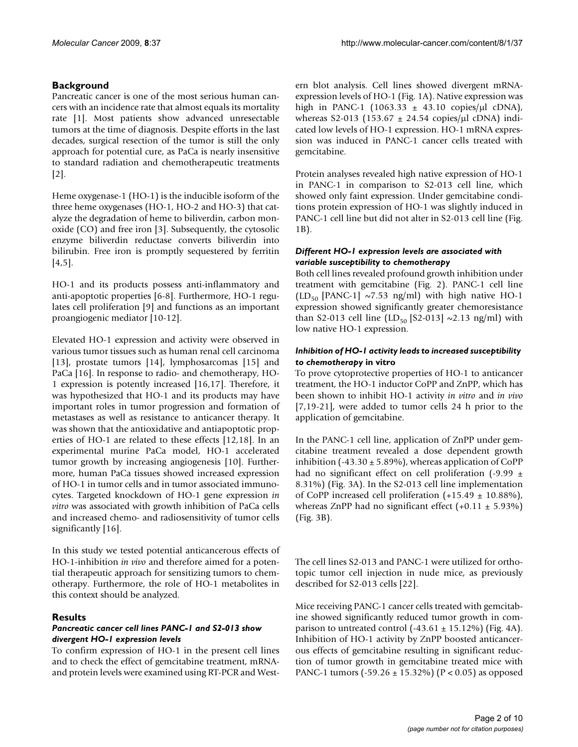## Background

Pancreatic cancer is one of the most serious human cancers with an incidence rate that almost equals its mortality rate [1]. Most patients show advanced unresectable tumors at the time of diagnosis. Despite efforts in the last decades, surgical resection of the tumor is still the only approach for potential cure, as PaCa is nearly insensitive to standard radiation and chemotherapeutic treatments [2].

Heme oxygenase-1 (HO-1) is the inducible isoform of the three heme oxygenases (HO-1, HO-2 and HO-3) that catalyze the degradation of heme to biliverdin, carbon monoxide (CO) and free iron [3]. Subsequently, the cytosolic enzyme biliverdin reductase converts biliverdin into bilirubin. Free iron is promptly sequestered by ferritin [4,5].

HO-1 and its products possess anti-inflammatory and anti-apoptotic properties [6-8]. Furthermore, HO-1 regulates cell proliferation [9] and functions as an important proangiogenic mediator [10-12].

Elevated HO-1 expression and activity were observed in various tumor tissues such as human renal cell carcinoma [13], prostate tumors [14], lymphosarcomas [15] and PaCa [16]. In response to radio- and chemotherapy, HO-1 expression is potently increased [16,17]. Therefore, it was hypothesized that HO-1 and its products may have important roles in tumor progression and formation of metastases as well as resistance to anticancer therapy. It was shown that the antioxidative and antiapoptotic properties of HO-1 are related to these effects [12,18]. In an experimental murine PaCa model, HO-1 accelerated tumor growth by increasing angiogenesis [10]. Furthermore, human PaCa tissues showed increased expression of HO-1 in tumor cells and in tumor associated immunocytes. Targeted knockdown of HO-1 gene expression *in vitro* was associated with growth inhibition of PaCa cells and increased chemo- and radiosensitivity of tumor cells significantly [16].

In this study we tested potential anticancerous effects of HO-1-inhibition *in vivo* and therefore aimed for a potential therapeutic approach for sensitizing tumors to chemotherapy. Furthermore, the role of HO-1 metabolites in this context should be analyzed.

## Results

### *Pancreatic cancer cell lines PANC-1 and S2-013 show divergent HO-1 expression levels*

To confirm expression of HO-1 in the present cell lines and to check the effect of gemcitabine treatment, mRNA- and protein levels were examined using RT-PCR and Western blot analysis. Cell lines showed divergent mRNA-expression levels of HO-1 (Fig. 1A). Native expression was high in PANC-1 ($1063.33 \pm 43.10$ copies/μl cDNA), whereas S2-013 ($153.67 \pm 24.54$ copies/μl cDNA) indicated low levels of HO-1 expression. HO-1 mRNA expression was induced in PANC-1 cancer cells treated with gemcitabine.

Protein analyses revealed high native expression of HO-1 in PANC-1 in comparison to S2-013 cell line, which showed only faint expression. Under gemcitabine conditions protein expression of HO-1 was slightly induced in PANC-1 cell line but did not alter in S2-013 cell line (Fig. 1B).

### *Different HO-1 expression levels are associated with variable susceptibility to chemotherapy*

Both cell lines revealed profound growth inhibition under treatment with gemcitabine (Fig. 2). PANC-1 cell line ($LD_{50}$ [PANC-1] ~7.53 ng/ml) with high native HO-1 expression showed significantly greater chemoresistance than S2-013 cell line ($LD_{50}$ [S2-013] ~2.13 ng/ml) with low native HO-1 expression.

### *Inhibition of HO-1 activity leads to increased susceptibility to chemotherapy* in vitro

To prove cytoprotective properties of HO-1 to anticancer treatment, the HO-1 inductor CoPP and ZnPP, which has been shown to inhibit HO-1 activity *in vitro* and *in vivo* [7,19-21], were added to tumor cells 24 h prior to the application of gemcitabine.

In the PANC-1 cell line, application of ZnPP under gemcitabine treatment revealed a dose dependent growth inhibition ($-43.30 \pm 5.89\%$), whereas application of CoPP had no significant effect on cell proliferation ($-9.99 \pm 8.31\%$) (Fig. 3A). In the S2-013 cell line implementation of CoPP increased cell proliferation ($+15.49 \pm 10.88\%$), whereas ZnPP had no significant effect ($+0.11 \pm 5.93\%$) (Fig. 3B).

The cell lines S2-013 and PANC-1 were utilized for orthotopic tumor cell injection in nude mice, as previously described for S2-013 cells [22].

Mice receiving PANC-1 cancer cells treated with gemcitabine showed significantly reduced tumor growth in comparison to untreated control ($-43.61 \pm 15.12\%$) (Fig. 4A). Inhibition of HO-1 activity by ZnPP boosted anticancerous effects of gemcitabine resulting in significant reduction of tumor growth in gemcitabine treated mice with PANC-1 tumors ($-59.26 \pm 15.32\%$) ($P < 0.05$) as opposed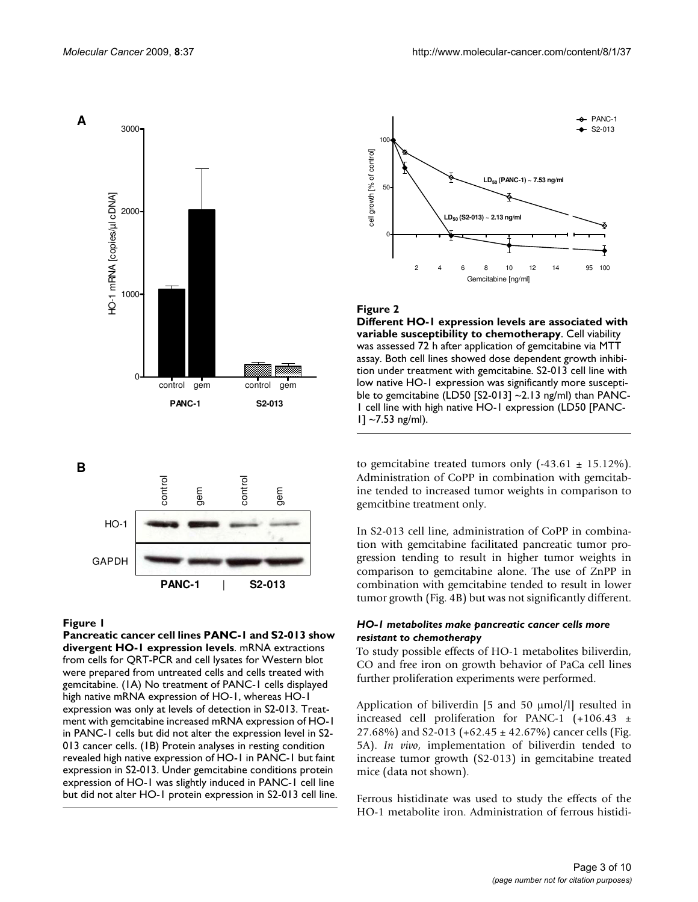**Figure 1**

**Pancreatic cancer cell lines PANC-1 and S2-013 show divergent HO-1 expression levels**. mRNA extractions from cells for QRT-PCR and cell lysates for Western blot were prepared from untreated cells and cells treated with gemcitabine. (1A) No treatment of PANC-1 cells displayed high native mRNA expression of HO-1, whereas HO-1 expression was only at levels of detection in S2-013. Treatment with gemcitabine increased mRNA expression of HO-1 in PANC-1 cells but did not alter the expression level in S2-013 cancer cells. (1B) Protein analyses in resting condition revealed high native expression of HO-1 in PANC-1 but faint expression in S2-013. Under gemcitabine conditions protein expression of HO-1 was slightly induced in PANC-1 cell line but did not alter HO-1 protein expression in S2-013 cell line.

**Figure 2**

**Different HO-1 expression levels are associated with variable susceptibility to chemotherapy**. Cell viability was assessed 72 h after application of gemcitabine via MTT assay. Both cell lines showed dose dependent growth inhibition under treatment with gemcitabine. S2-013 cell line with low native HO-1 expression was significantly more susceptible to gemcitabine (LD50 [S2-013] ~2.13 ng/ml) than PANC-1 cell line with high native HO-1 expression (LD50 [PANC-1] ~7.53 ng/ml).

to gemcitabine treated tumors only (-43.61 ± 15.12%). Administration of CoPP in combination with gemcitabine tended to increased tumor weights in comparison to gemcitbine treatment only.

In S2-013 cell line, administration of CoPP in combination with gemcitabine facilitated pancreatic tumor progression tending to result in higher tumor weights in comparison to gemcitabine alone. The use of ZnPP in combination with gemcitabine tended to result in lower tumor growth (Fig. 4B) but was not significantly different.

#### *HO-1 metabolites make pancreatic cancer cells more resistant to chemotherapy*

To study possible effects of HO-1 metabolites biliverdin, CO and free iron on growth behavior of PaCa cell lines further proliferation experiments were performed.

Application of biliverdin [5 and 50 μmol/l] resulted in increased cell proliferation for PANC-1 (+106.43 ± 27.68%) and S2-013 (+62.45 ± 42.67%) cancer cells (Fig. 5A). *In vivo*, implementation of biliverdin tended to increase tumor growth (S2-013) in gemcitabine treated mice (data not shown).

Ferrous histidinate was used to study the effects of the HO-1 metabolite iron. Administration of ferrous histidi-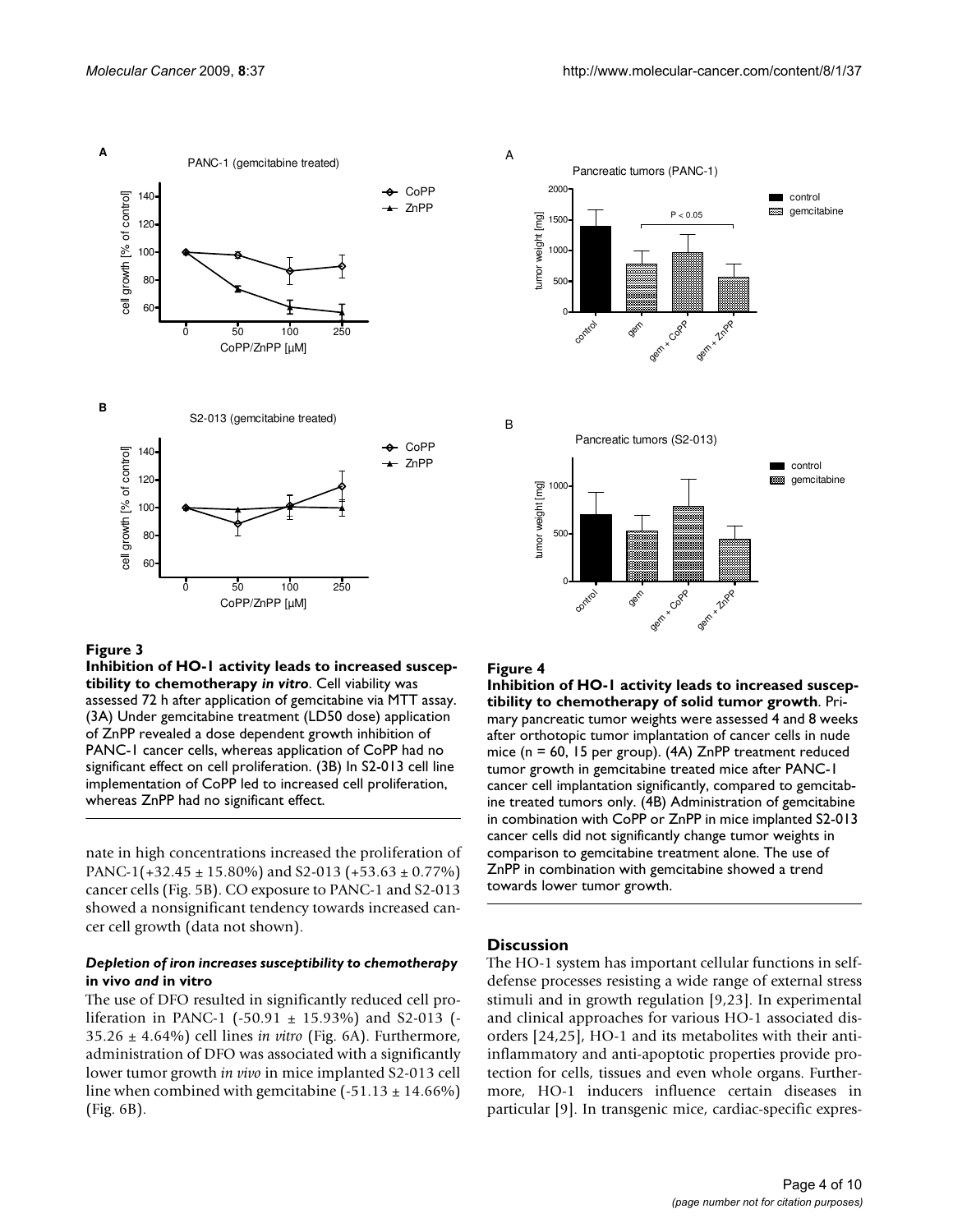**Figure 3**

**Inhibition of HO-1 activity leads to increased susceptibility to chemotherapy *in vitro***. Cell viability was assessed 72 h after application of gemcitabine via MTT assay. (3A) Under gemcitabine treatment (LD50 dose) application of ZnPP revealed a dose dependent growth inhibition of PANC-1 cancer cells, whereas application of CoPP had no significant effect on cell proliferation. (3B) In S2-013 cell line implementation of CoPP led to increased cell proliferation, whereas ZnPP had no significant effect.

**Figure 4**

**Inhibition of HO-1 activity leads to increased susceptibility to chemotherapy of solid tumor growth**. Primary pancreatic tumor weights were assessed 4 and 8 weeks after orthotopic tumor implantation of cancer cells in nude mice (n = 60, 15 per group). (4A) ZnPP treatment reduced tumor growth in gemcitabine treated mice after PANC-1 cancer cell implantation significantly, compared to gemcitabine treated tumors only. (4B) Administration of gemcitabine in combination with CoPP or ZnPP in mice implanted S2-013 cancer cells did not significantly change tumor weights in comparison to gemcitabine treatment alone. The use of ZnPP in combination with gemcitabine showed a trend towards lower tumor growth.

nate in high concentrations increased the proliferation of PANC-1(+32.45 ± 15.80%) and S2-013 (+53.63 ± 0.77%) cancer cells (Fig. 5B). CO exposure to PANC-1 and S2-013 showed a nonsignificant tendency towards increased cancer cell growth (data not shown).

### *Depletion of iron increases susceptibility to chemotherapy* in vivo *and* in vitro

The use of DFO resulted in significantly reduced cell proliferation in PANC-1 (-50.91 ± 15.93%) and S2-013 (-35.26 ± 4.64%) cell lines *in vitro* (Fig. 6A). Furthermore, administration of DFO was associated with a significantly lower tumor growth *in vivo* in mice implanted S2-013 cell line when combined with gemcitabine (-51.13 ± 14.66%) (Fig. 6B).

## Discussion

The HO-1 system has important cellular functions in self-defense processes resisting a wide range of external stress stimuli and in growth regulation [9,23]. In experimental and clinical approaches for various HO-1 associated disorders [24,25], HO-1 and its metabolites with their anti-inflammatory and anti-apoptotic properties provide protection for cells, tissues and even whole organs. Furthermore, HO-1 inducers influence certain diseases in particular [9]. In transgenic mice, cardiac-specific expres-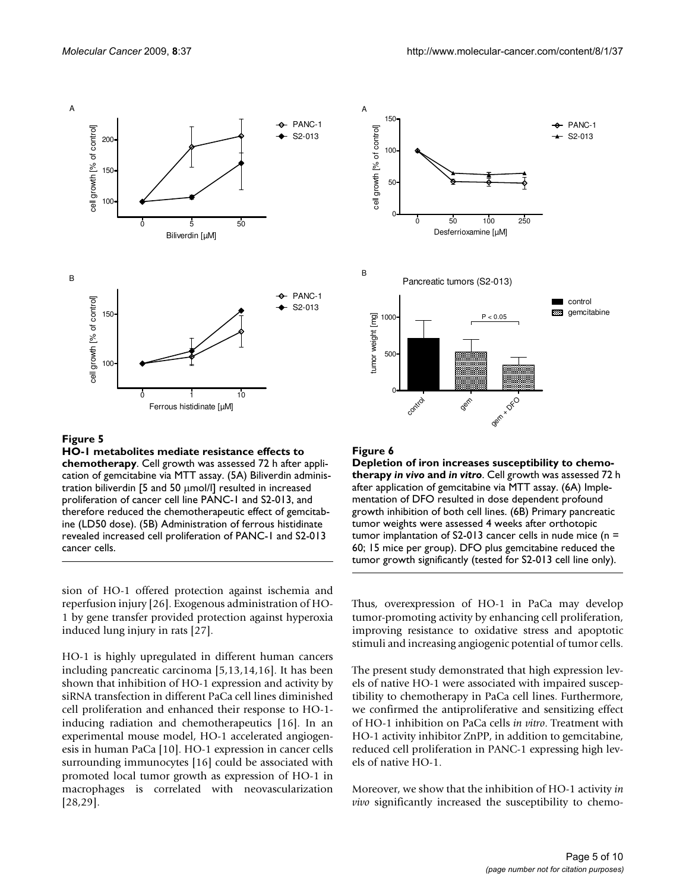**Figure 5**

**HO-1 metabolites mediate resistance effects to chemotherapy**. Cell growth was assessed 72 h after application of gemcitabine via MTT assay. (5A) Biliverdin administration biliverdin [5 and 50 μmol/l] resulted in increased proliferation of cancer cell line PANC-1 and S2-013, and therefore reduced the chemotherapeutic effect of gemcitabine (LD50 dose). (5B) Administration of ferrous histidinate revealed increased cell proliferation of PANC-1 and S2-013 cancer cells.

**Figure 6**

**Depletion of iron increases susceptibility to chemotherapy *in vivo* and *in vitro***. Cell growth was assessed 72 h after application of gemcitabine via MTT assay. (6A) Implementation of DFO resulted in dose dependent profound growth inhibition of both cell lines. (6B) Primary pancreatic tumor weights were assessed 4 weeks after orthotopic tumor implantation of S2-013 cancer cells in nude mice (n = 60; 15 mice per group). DFO plus gemcitabine reduced the tumor growth significantly (tested for S2-013 cell line only).

sion of HO-1 offered protection against ischemia and reperfusion injury [26]. Exogenous administration of HO-1 by gene transfer provided protection against hyperoxia induced lung injury in rats [27].

HO-1 is highly upregulated in different human cancers including pancreatic carcinoma [5,13,14,16]. It has been shown that inhibition of HO-1 expression and activity by siRNA transfection in different PaCa cell lines diminished cell proliferation and enhanced their response to HO-1-inducing radiation and chemotherapeutics [16]. In an experimental mouse model, HO-1 accelerated angiogenesis in human PaCa [10]. HO-1 expression in cancer cells surrounding immunocytes [16] could be associated with promoted local tumor growth as expression of HO-1 in macrophages is correlated with neovascularization [28,29].

Thus, overexpression of HO-1 in PaCa may develop tumor-promoting activity by enhancing cell proliferation, improving resistance to oxidative stress and apoptotic stimuli and increasing angiogenic potential of tumor cells.

The present study demonstrated that high expression levels of native HO-1 were associated with impaired susceptibility to chemotherapy in PaCa cell lines. Furthermore, we confirmed the antiproliferative and sensitizing effect of HO-1 inhibition on PaCa cells *in vitro*. Treatment with HO-1 activity inhibitor ZnPP, in addition to gemcitabine, reduced cell proliferation in PANC-1 expressing high levels of native HO-1.

Moreover, we show that the inhibition of HO-1 activity *in vivo* significantly increased the susceptibility to chemo-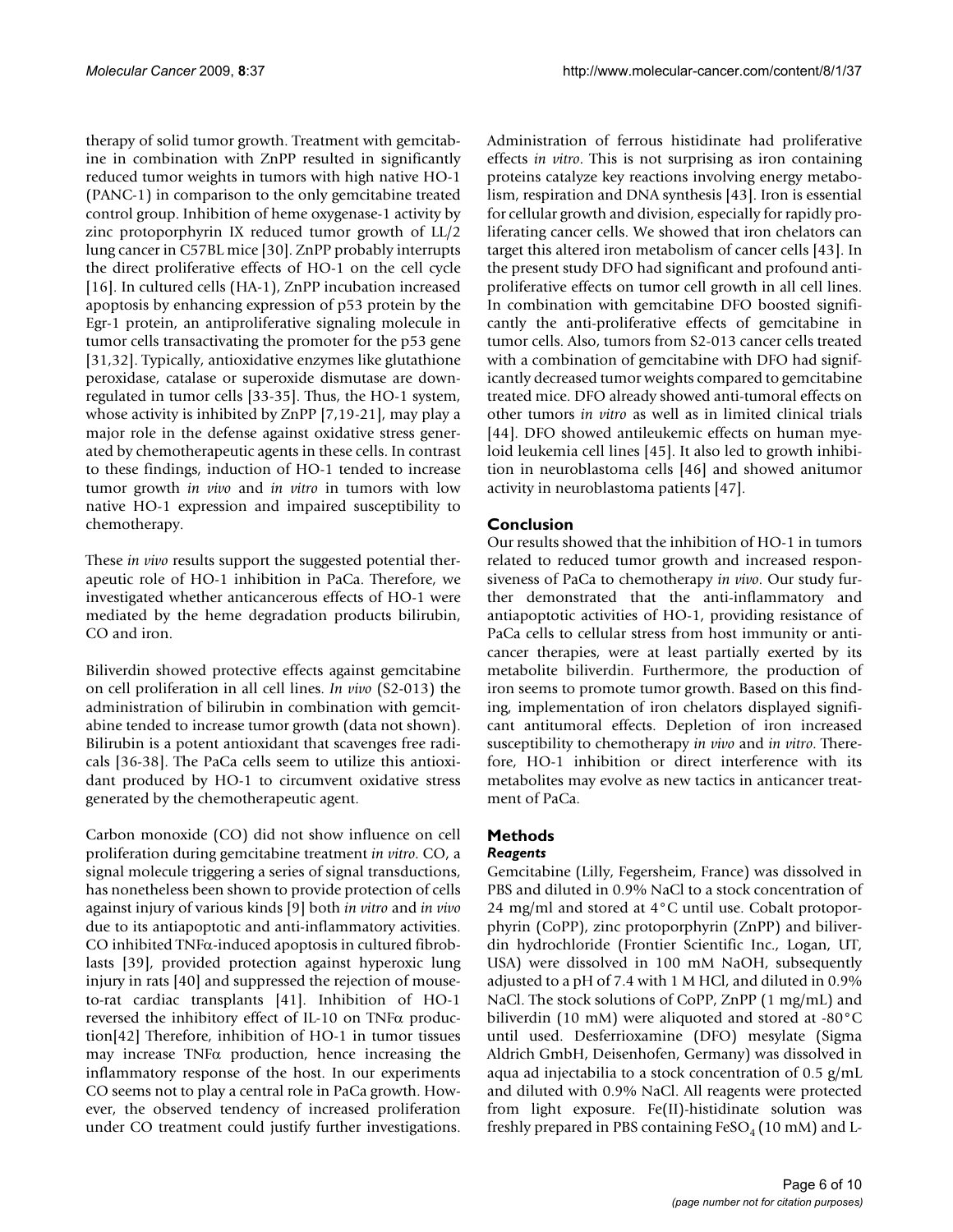therapy of solid tumor growth. Treatment with gemcitabine in combination with ZnPP resulted in significantly reduced tumor weights in tumors with high native HO-1 (PANC-1) in comparison to the only gemcitabine treated control group. Inhibition of heme oxygenase-1 activity by zinc protoporphyrin IX reduced tumor growth of LL/2 lung cancer in C57BL mice [30]. ZnPP probably interrupts the direct proliferative effects of HO-1 on the cell cycle [16]. In cultured cells (HA-1), ZnPP incubation increased apoptosis by enhancing expression of p53 protein by the Egr-1 protein, an antiproliferative signaling molecule in tumor cells transactivating the promoter for the p53 gene [31,32]. Typically, antioxidative enzymes like glutathione peroxidase, catalase or superoxide dismutase are downregulated in tumor cells [33-35]. Thus, the HO-1 system, whose activity is inhibited by ZnPP [7,19-21], may play a major role in the defense against oxidative stress generated by chemotherapeutic agents in these cells. In contrast to these findings, induction of HO-1 tended to increase tumor growth *in vivo* and *in vitro* in tumors with low native HO-1 expression and impaired susceptibility to chemotherapy.

These *in vivo* results support the suggested potential therapeutic role of HO-1 inhibition in PaCa. Therefore, we investigated whether anticancerous effects of HO-1 were mediated by the heme degradation products bilirubin, CO and iron.

Biliverdin showed protective effects against gemcitabine on cell proliferation in all cell lines. *In vivo* (S2-013) the administration of bilirubin in combination with gemcitabine tended to increase tumor growth (data not shown). Bilirubin is a potent antioxidant that scavenges free radicals [36-38]. The PaCa cells seem to utilize this antioxidant produced by HO-1 to circumvent oxidative stress generated by the chemotherapeutic agent.

Carbon monoxide (CO) did not show influence on cell proliferation during gemcitabine treatment *in vitro*. CO, a signal molecule triggering a series of signal transductions, has nonetheless been shown to provide protection of cells against injury of various kinds [9] both *in vitro* and *in vivo* due to its antiapoptotic and anti-inflammatory activities. CO inhibited TNF$\alpha$-induced apoptosis in cultured fibroblasts [39], provided protection against hyperoxic lung injury in rats [40] and suppressed the rejection of mouse-to-rat cardiac transplants [41]. Inhibition of HO-1 reversed the inhibitory effect of IL-10 on TNF$\alpha$ production[42] Therefore, inhibition of HO-1 in tumor tissues may increase TNF$\alpha$ production, hence increasing the inflammatory response of the host. In our experiments CO seems not to play a central role in PaCa growth. However, the observed tendency of increased proliferation under CO treatment could justify further investigations.

Administration of ferrous histidinate had proliferative effects *in vitro*. This is not surprising as iron containing proteins catalyze key reactions involving energy metabolism, respiration and DNA synthesis [43]. Iron is essential for cellular growth and division, especially for rapidly proliferating cancer cells. We showed that iron chelators can target this altered iron metabolism of cancer cells [43]. In the present study DFO had significant and profound antiproliferative effects on tumor cell growth in all cell lines. In combination with gemcitabine DFO boosted significantly the anti-proliferative effects of gemcitabine in tumor cells. Also, tumors from S2-013 cancer cells treated with a combination of gemcitabine with DFO had significantly decreased tumor weights compared to gemcitabine treated mice. DFO already showed anti-tumoral effects on other tumors *in vitro* as well as in limited clinical trials [44]. DFO showed antileukemic effects on human myeloid leukemia cell lines [45]. It also led to growth inhibition in neuroblastoma cells [46] and showed anitumor activity in neuroblastoma patients [47].

## Conclusion

Our results showed that the inhibition of HO-1 in tumors related to reduced tumor growth and increased responsiveness of PaCa to chemotherapy *in vivo*. Our study further demonstrated that the anti-inflammatory and antiapoptotic activities of HO-1, providing resistance of PaCa cells to cellular stress from host immunity or anticancer therapies, were at least partially exerted by its metabolite biliverdin. Furthermore, the production of iron seems to promote tumor growth. Based on this finding, implementation of iron chelators displayed significant antitumoral effects. Depletion of iron increased susceptibility to chemotherapy *in vivo* and *in vitro*. Therefore, HO-1 inhibition or direct interference with its metabolites may evolve as new tactics in anticancer treatment of PaCa.

## Methods

### *Reagents*

Gemcitabine (Lilly, Fegersheim, France) was dissolved in PBS and diluted in 0.9% NaCl to a stock concentration of 24 mg/ml and stored at 4°C until use. Cobalt protoporphyrin (CoPP), zinc protoporphyrin (ZnPP) and biliverdin hydrochloride (Frontier Scientific Inc., Logan, UT, USA) were dissolved in 100 mM NaOH, subsequently adjusted to a pH of 7.4 with 1 M HCl, and diluted in 0.9% NaCl. The stock solutions of CoPP, ZnPP (1 mg/mL) and biliverdin (10 mM) were aliquoted and stored at -80°C until used. Desferrioxamine (DFO) mesylate (Sigma Aldrich GmbH, Deisenhofen, Germany) was dissolved in aqua ad injectabilia to a stock concentration of 0.5 g/mL and diluted with 0.9% NaCl. All reagents were protected from light exposure. Fe(II)-histidinate solution was freshly prepared in PBS containing $FeSO_4$ (10 mM) and L-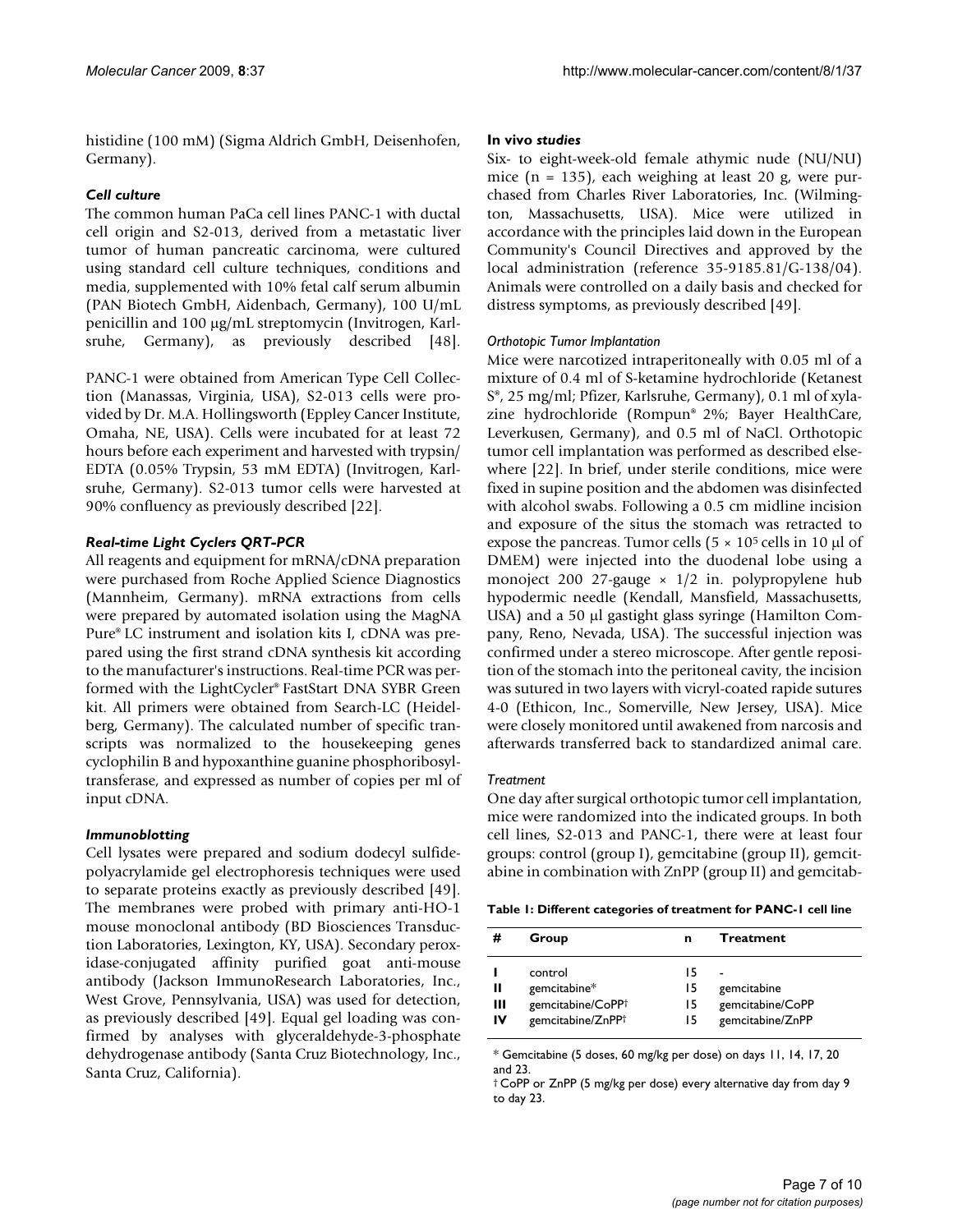histidine (100 mM) (Sigma Aldrich GmbH, Deisenhofen, Germany).

### *Cell culture*

The common human PaCa cell lines PANC-1 with ductal cell origin and S2-013, derived from a metastatic liver tumor of human pancreatic carcinoma, were cultured using standard cell culture techniques, conditions and media, supplemented with 10% fetal calf serum albumin (PAN Biotech GmbH, Aidenbach, Germany), 100 U/mL penicillin and 100 μg/mL streptomycin (Invitrogen, Karlsruhe, Germany), as previously described [48].

PANC-1 were obtained from American Type Cell Collection (Manassas, Virginia, USA), S2-013 cells were provided by Dr. M.A. Hollingsworth (Eppley Cancer Institute, Omaha, NE, USA). Cells were incubated for at least 72 hours before each experiment and harvested with trypsin/EDTA (0.05% Trypsin, 53 mM EDTA) (Invitrogen, Karlsruhe, Germany). S2-013 tumor cells were harvested at 90% confluency as previously described [22].

### *Real-time Light Cyclers QRT-PCR*

All reagents and equipment for mRNA/cDNA preparation were purchased from Roche Applied Science Diagnostics (Mannheim, Germany). mRNA extractions from cells were prepared by automated isolation using the MagNA Pure® LC instrument and isolation kits I, cDNA was prepared using the first strand cDNA synthesis kit according to the manufacturer's instructions. Real-time PCR was performed with the LightCycler® FastStart DNA SYBR Green kit. All primers were obtained from Search-LC (Heidelberg, Germany). The calculated number of specific transcripts was normalized to the housekeeping genes cyclophilin B and hypoxanthine guanine phosphoribosyltransferase, and expressed as number of copies per ml of input cDNA.

### *Immunoblotting*

Cell lysates were prepared and sodium dodecyl sulfide-polyacrylamide gel electrophoresis techniques were used to separate proteins exactly as previously described [49]. The membranes were probed with primary anti-HO-1 mouse monoclonal antibody (BD Biosciences Transduction Laboratories, Lexington, KY, USA). Secondary peroxidase-conjugated affinity purified goat anti-mouse antibody (Jackson ImmunoResearch Laboratories, Inc., West Grove, Pennsylvania, USA) was used for detection, as previously described [49]. Equal gel loading was confirmed by analyses with glyceraldehyde-3-phosphate dehydrogenase antibody (Santa Cruz Biotechnology, Inc., Santa Cruz, California).

### **In vivo *studies***

Six- to eight-week-old female athymic nude (NU/NU) mice (n = 135), each weighing at least 20 g, were purchased from Charles River Laboratories, Inc. (Wilmington, Massachusetts, USA). Mice were utilized in accordance with the principles laid down in the European Community's Council Directives and approved by the local administration (reference 35-9185.81/G-138/04). Animals were controlled on a daily basis and checked for distress symptoms, as previously described [49].

#### *Orthotopic Tumor Implantation*

Mice were narcotized intraperitoneally with 0.05 ml of a mixture of 0.4 ml of S-ketamine hydrochloride (Ketanest S®, 25 mg/ml; Pfizer, Karlsruhe, Germany), 0.1 ml of xylazine hydrochloride (Rompun® 2%; Bayer HealthCare, Leverkusen, Germany), and 0.5 ml of NaCl. Orthotopic tumor cell implantation was performed as described elsewhere [22]. In brief, under sterile conditions, mice were fixed in supine position and the abdomen was disinfected with alcohol swabs. Following a 0.5 cm midline incision and exposure of the situs the stomach was retracted to expose the pancreas. Tumor cells ($5 \times 10^5$ cells in 10 μl of DMEM) were injected into the duodenal lobe using a monoject 200 27-gauge × 1/2 in. polypropylene hub hypodermic needle (Kendall, Mansfield, Massachusetts, USA) and a 50 μl gastight glass syringe (Hamilton Company, Reno, Nevada, USA). The successful injection was confirmed under a stereo microscope. After gentle reposition of the stomach into the peritoneal cavity, the incision was sutured in two layers with vicryl-coated rapide sutures 4-0 (Ethicon, Inc., Somerville, New Jersey, USA). Mice were closely monitored until awakened from narcosis and afterwards transferred back to standardized animal care.

#### *Treatment*

One day after surgical orthotopic tumor cell implantation, mice were randomized into the indicated groups. In both cell lines, S2-013 and PANC-1, there were at least four groups: control (group I), gemcitabine (group II), gemcitabine in combination with ZnPP (group II) and gemcitab-

**Table 1: Different categories of treatment for PANC-1 cell line**

| # | Group | n | Treatment |
|---|---|---|---|
| I | control | 15 | - |
| II | gemcitabine* | 15 | gemcitabine |
| III | gemcitabine/CoPP† | 15 | gemcitabine/CoPP |
| IV | gemcitabine/ZnPP† | 15 | gemcitabine/ZnPP |

* Gemcitabine (5 doses, 60 mg/kg per dose) on days 11, 14, 17, 20 and 23.

† CoPP or ZnPP (5 mg/kg per dose) every alternative day from day 9 to day 23.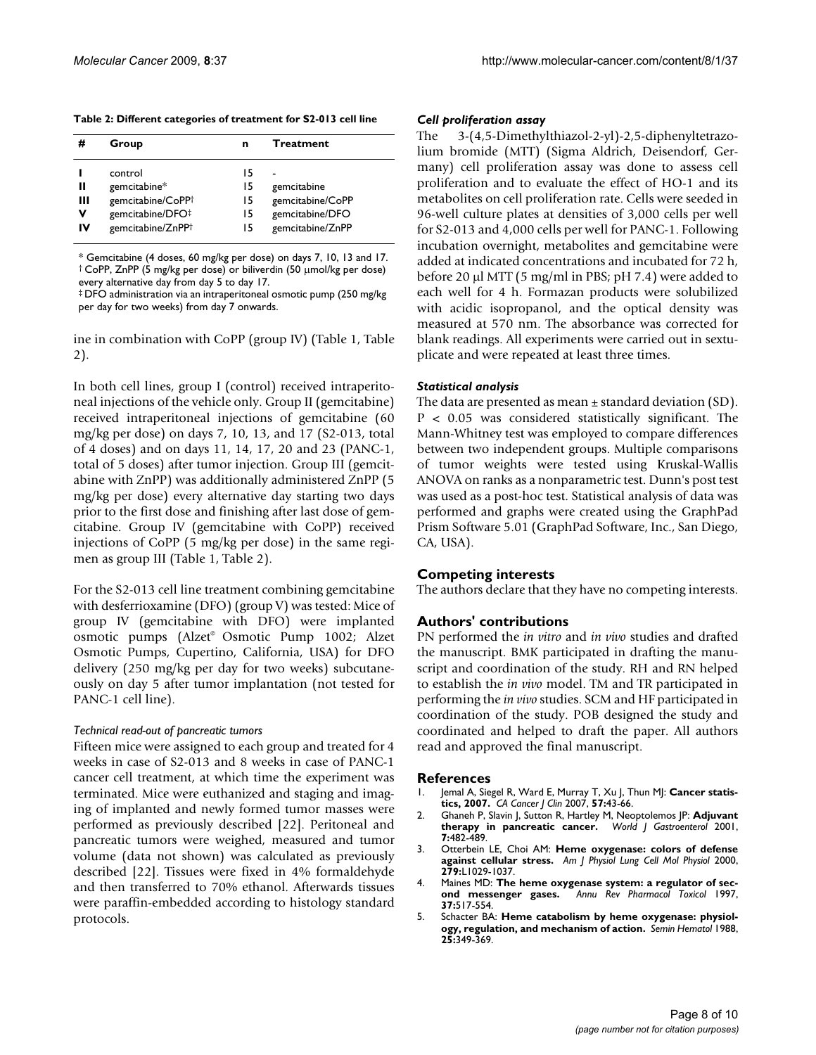**Table 2: Different categories of treatment for S2-013 cell line**

| # | Group | n | Treatment |
|---|---|---|---|
| I | control | 15 | - |
| II | gemcitabine* | 15 | gemcitabine |
| III | gemcitabine/CoPP† | 15 | gemcitabine/CoPP |
| V | gemcitabine/DFO‡ | 15 | gemcitabine/DFO |
| IV | gemcitabine/ZnPP† | 15 | gemcitabine/ZnPP |

* Gemcitabine (4 doses, 60 mg/kg per dose) on days 7, 10, 13 and 17.
† CoPP, ZnPP (5 mg/kg per dose) or biliverdin (50 μmol/kg per dose) every alternative day from day 5 to day 17.
‡ DFO administration via an intraperitoneal osmotic pump (250 mg/kg per day for two weeks) from day 7 onwards.

ine in combination with CoPP (group IV) (Table 1, Table 2).

In both cell lines, group I (control) received intraperitoneal injections of the vehicle only. Group II (gemcitabine) received intraperitoneal injections of gemcitabine (60 mg/kg per dose) on days 7, 10, 13, and 17 (S2-013, total of 4 doses) and on days 11, 14, 17, 20 and 23 (PANC-1, total of 5 doses) after tumor injection. Group III (gemcitabine with ZnPP) was additionally administered ZnPP (5 mg/kg per dose) every alternative day starting two days prior to the first dose and finishing after last dose of gemcitabine. Group IV (gemcitabine with CoPP) received injections of CoPP (5 mg/kg per dose) in the same regimen as group III (Table 1, Table 2).

For the S2-013 cell line treatment combining gemcitabine with desferrioxamine (DFO) (group V) was tested: Mice of group IV (gemcitabine with DFO) were implanted osmotic pumps (Alzet® Osmotic Pump 1002; Alzet Osmotic Pumps, Cupertino, California, USA) for DFO delivery (250 mg/kg per day for two weeks) subcutaneously on day 5 after tumor implantation (not tested for PANC-1 cell line).

### *Technical read-out of pancreatic tumors*

Fifteen mice were assigned to each group and treated for 4 weeks in case of S2-013 and 8 weeks in case of PANC-1 cancer cell treatment, at which time the experiment was terminated. Mice were euthanized and staging and imaging of implanted and newly formed tumor masses were performed as previously described [22]. Peritoneal and pancreatic tumors were weighed, measured and tumor volume (data not shown) was calculated as previously described [22]. Tissues were fixed in 4% formaldehyde and then transferred to 70% ethanol. Afterwards tissues were paraffin-embedded according to histology standard protocols.

### *Cell proliferation assay*

The 3-(4,5-Dimethylthiazol-2-yl)-2,5-diphenyltetrazolium bromide (MTT) (Sigma Aldrich, Deisendorf, Germany) cell proliferation assay was done to assess cell proliferation and to evaluate the effect of HO-1 and its metabolites on cell proliferation rate. Cells were seeded in 96-well culture plates at densities of 3,000 cells per well for S2-013 and 4,000 cells per well for PANC-1. Following incubation overnight, metabolites and gemcitabine were added at indicated concentrations and incubated for 72 h, before 20 μl MTT (5 mg/ml in PBS; pH 7.4) were added to each well for 4 h. Formazan products were solubilized with acidic isopropanol, and the optical density was measured at 570 nm. The absorbance was corrected for blank readings. All experiments were carried out in sextuplicate and were repeated at least three times.

### *Statistical analysis*

The data are presented as mean ± standard deviation (SD). $P < 0.05$ was considered statistically significant. The Mann-Whitney test was employed to compare differences between two independent groups. Multiple comparisons of tumor weights were tested using Kruskal-Wallis ANOVA on ranks as a nonparametric test. Dunn's post test was used as a post-hoc test. Statistical analysis of data was performed and graphs were created using the GraphPad Prism Software 5.01 (GraphPad Software, Inc., San Diego, CA, USA).

## Competing interests

The authors declare that they have no competing interests.

## Authors' contributions

PN performed the *in vitro* and *in vivo* studies and drafted the manuscript. BMK participated in drafting the manuscript and coordination of the study. RH and RN helped to establish the *in vivo* model. TM and TR participated in performing the *in vivo* studies. SCM and HF participated in coordination of the study. POB designed the study and coordinated and helped to draft the paper. All authors read and approved the final manuscript.

## References

1. Jemal A, Siegel R, Ward E, Murray T, Xu J, Thun MJ: **Cancer statistics, 2007.** *CA Cancer J Clin* 2007, **57:**43-66.
2. Ghaneh P, Slavin J, Sutton R, Hartley M, Neoptolemos JP: **Adjuvant therapy in pancreatic cancer.** *World J Gastroenterol* 2001, **7:**482-489.
3. Otterbein LE, Choi AM: **Heme oxygenase: colors of defense against cellular stress.** *Am J Physiol Lung Cell Mol Physiol* 2000, **279:**L1029-1037.
4. Maines MD: **The heme oxygenase system: a regulator of second messenger gases.** *Annu Rev Pharmacol Toxicol* 1997, **37:**517-554.
5. Schacter BA: **Heme catabolism by heme oxygenase: physiology, regulation, and mechanism of action.** *Semin Hematol* 1988, **25:**349-369.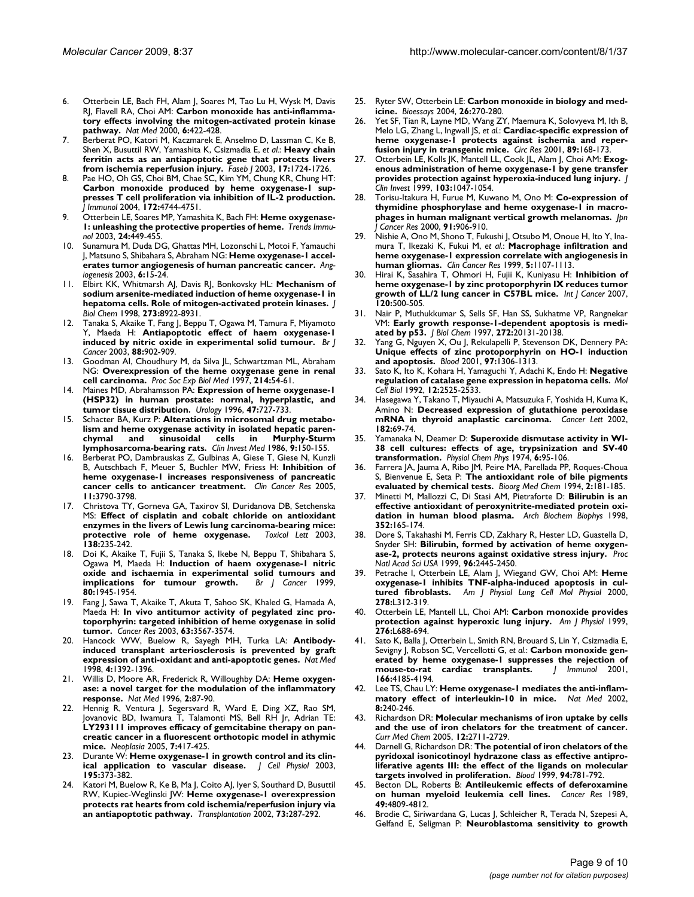6. Otterbein LE, Bach FH, Alam J, Soares M, Tao Lu H, Wysk M, Davis RJ, Flavell RA, Choi AM: **Carbon monoxide has anti-inflammatory effects involving the mitogen-activated protein kinase pathway.** *Nat Med* 2000, **6:**422-428.
7. Berberat PO, Katori M, Kaczmarek E, Anselmo D, Lassman C, Ke B, Shen X, Busuttil RW, Yamashita K, Csizmadia E, *et al.*: **Heavy chain ferritin acts as an antiapoptotic gene that protects livers from ischemia reperfusion injury.** *Faseb J* 2003, **17:**1724-1726.
8. Pae HO, Oh GS, Choi BM, Chae SC, Kim YM, Chung KR, Chung HT: **Carbon monoxide produced by heme oxygenase-1 suppresses T cell proliferation via inhibition of IL-2 production.** *J Immunol* 2004, **172:**4744-4751.
9. Otterbein LE, Soares MP, Yamashita K, Bach FH: **Heme oxygenase-1: unleashing the protective properties of heme.** *Trends Immunol* 2003, **24:**449-455.
10. Sunamura M, Duda DG, Ghattas MH, Lozonschi L, Motoi F, Yamauchi J, Matsuno S, Shibahara S, Abraham NG: **Heme oxygenase-1 accelerates tumor angiogenesis of human pancreatic cancer.** *Angiogenesis* 2003, **6:**15-24.
11. Elbirt KK, Whitmarsh AJ, Davis RJ, Bonkovsky HL: **Mechanism of sodium arsenite-mediated induction of heme oxygenase-1 in hepatoma cells. Role of mitogen-activated protein kinases.** *J Biol Chem* 1998, **273:**8922-8931.
12. Tanaka S, Akaike T, Fang J, Beppu T, Ogawa M, Tamura F, Miyamoto Y, Maeda H: **Antiapoptotic effect of haem oxygenase-1 induced by nitric oxide in experimental solid tumour.** *Br J Cancer* 2003, **88:**902-909.
13. Goodman AI, Choudhury M, da Silva JL, Schwartzman ML, Abraham NG: **Overexpression of the heme oxygenase gene in renal cell carcinoma.** *Proc Soc Exp Biol Med* 1997, **214:**54-61.
14. Maines MD, Abrahamsson PA: **Expression of heme oxygenase-1 (HSP32) in human prostate: normal, hyperplastic, and tumor tissue distribution.** *Urology* 1996, **47:**727-733.
15. Schacter BA, Kurz P: **Alterations in microsomal drug metabolism and heme oxygenase activity in isolated hepatic parenchymal and sinusoidal cells in Murphy-Sturm lymphosarcoma-bearing rats.** *Clin Invest Med* 1986, **9:**150-155.
16. Berberat PO, Dambrauskas Z, Gulbinas A, Giese T, Giese N, Kunzli B, Autschbach F, Meuer S, Buchler MW, Friess H: **Inhibition of heme oxygenase-1 increases responsiveness of pancreatic cancer cells to anticancer treatment.** *Clin Cancer Res* 2005, **11:**3790-3798.
17. Christova TY, Gorneva GA, Taxirov SI, Duridanova DB, Setchenska MS: **Effect of cisplatin and cobalt chloride on antioxidant enzymes in the livers of Lewis lung carcinoma-bearing mice: protective role of heme oxygenase.** *Toxicol Lett* 2003, **138:**235-242.
18. Doi K, Akaike T, Fujii S, Tanaka S, Ikebe N, Beppu T, Shibahara S, Ogawa M, Maeda H: **Induction of haem oxygenase-1 nitric oxide and ischaemia in experimental solid tumours and implications for tumour growth.** *Br J Cancer* 1999, **80:**1945-1954.
19. Fang J, Sawa T, Akaike T, Akuta T, Sahoo SK, Khaled G, Hamada A, Maeda H: **In vivo antitumor activity of pegylated zinc protoporphyrin: targeted inhibition of heme oxygenase in solid tumor.** *Cancer Res* 2003, **63:**3567-3574.
20. Hancock WW, Buelow R, Sayegh MH, Turka LA: **Antibody-induced transplant arteriosclerosis is prevented by graft expression of anti-oxidant and anti-apoptotic genes.** *Nat Med* 1998, **4:**1392-1396.
21. Willis D, Moore AR, Frederick R, Willoughby DA: **Heme oxygenase: a novel target for the modulation of the inflammatory response.** *Nat Med* 1996, **2:**87-90.
22. Hennig R, Ventura J, Segersvard R, Ward E, Ding XZ, Rao SM, Jovanovic BD, Iwamura T, Talamonti MS, Bell RH Jr, Adrian TE: **LY293111 improves efficacy of gemcitabine therapy on pancreatic cancer in a fluorescent orthotopic model in athymic mice.** *Neoplasia* 2005, **7:**417-425.
23. Durante W: **Heme oxygenase-1 in growth control and its clinical application to vascular disease.** *J Cell Physiol* 2003, **195:**373-382.
24. Katori M, Buelow R, Ke B, Ma J, Coito AJ, Iyer S, Southard D, Busuttil RW, Kupiec-Weglinski JW: **Heme oxygenase-1 overexpression protects rat hearts from cold ischemia/reperfusion injury via an antiapoptotic pathway.** *Transplantation* 2002, **73:**287-292.
25. Ryter SW, Otterbein LE: **Carbon monoxide in biology and medicine.** *Bioessays* 2004, **26:**270-280.
26. Yet SF, Tian R, Layne MD, Wang ZY, Maemura K, Solovyeva M, Ith B, Melo LG, Zhang L, Ingwall JS, *et al.*: **Cardiac-specific expression of heme oxygenase-1 protects against ischemia and reperfusion injury in transgenic mice.** *Circ Res* 2001, **89:**168-173.
27. Otterbein LE, Kolls JK, Mantell LL, Cook JL, Alam J, Choi AM: **Exogenous administration of heme oxygenase-1 by gene transfer provides protection against hyperoxia-induced lung injury.** *J Clin Invest* 1999, **103:**1047-1054.
28. Torisu-Itakura H, Furue M, Kuwano M, Ono M: **Co-expression of thymidine phosphorylase and heme oxygenase-1 in macrophages in human malignant vertical growth melanomas.** *Jpn J Cancer Res* 2000, **91:**906-910.
29. Nishie A, Ono M, Shono T, Fukushi J, Otsubo M, Onoue H, Ito Y, Inamura T, Ikezaki K, Fukui M, *et al.*: **Macrophage infiltration and heme oxygenase-1 expression correlate with angiogenesis in human gliomas.** *Clin Cancer Res* 1999, **5:**1107-1113.
30. Hirai K, Sasahira T, Ohmori H, Fujii K, Kuniyasu H: **Inhibition of heme oxygenase-1 by zinc protoporphyrin IX reduces tumor growth of LL/2 lung cancer in C57BL mice.** *Int J Cancer* 2007, **120:**500-505.
31. Nair P, Muthukkumar S, Sells SF, Han SS, Sukhatme VP, Rangnekar VM: **Early growth response-1-dependent apoptosis is mediated by p53.** *J Biol Chem* 1997, **272:**20131-20138.
32. Yang G, Nguyen X, Ou J, Rekulapelli P, Stevenson DK, Dennery PA: **Unique effects of zinc protoporphyrin on HO-1 induction and apoptosis.** *Blood* 2001, **97:**1306-1313.
33. Sato K, Ito K, Kohara H, Yamaguchi Y, Adachi K, Endo H: **Negative regulation of catalase gene expression in hepatoma cells.** *Mol Cell Biol* 1992, **12:**2525-2533.
34. Hasegawa Y, Takano T, Miyauchi A, Matsuzuka F, Yoshida H, Kuma K, Amino N: **Decreased expression of glutathione peroxidase mRNA in thyroid anaplastic carcinoma.** *Cancer Lett* 2002, **182:**69-74.
35. Yamanaka N, Deamer D: **Superoxide dismutase activity in WI-38 cell cultures: effects of age, trypsinization and SV-40 transformation.** *Physiol Chem Phys* 1974, **6:**95-106.
36. Farrera JA, Jauma A, Ribo JM, Peire MA, Parellada PP, Roques-Choua S, Bienvenue E, Seta P: **The antioxidant role of bile pigments evaluated by chemical tests.** *Bioorg Med Chem* 1994, **2:**181-185.
37. Minetti M, Mallozzi C, Di Stasi AM, Pietraforte D: **Bilirubin is an effective antioxidant of peroxynitrite-mediated protein oxidation in human blood plasma.** *Arch Biochem Biophys* 1998, **352:**165-174.
38. Dore S, Takahashi M, Ferris CD, Zakhary R, Hester LD, Guastella D, Snyder SH: **Bilirubin, formed by activation of heme oxygenase-2, protects neurons against oxidative stress injury.** *Proc Natl Acad Sci USA* 1999, **96:**2445-2450.
39. Petrache I, Otterbein LE, Alam J, Wiegand GW, Choi AM: **Heme oxygenase-1 inhibits TNF-alpha-induced apoptosis in cultured fibroblasts.** *Am J Physiol Lung Cell Mol Physiol* 2000, **278:**L312-319.
40. Otterbein LE, Mantell LL, Choi AM: **Carbon monoxide provides protection against hyperoxic lung injury.** *Am J Physiol* 1999, **276:**L688-694.
41. Sato K, Balla J, Otterbein L, Smith RN, Brouard S, Lin Y, Csizmadia E, Sevigny J, Robson SC, Vercellotti G, *et al.*: **Carbon monoxide generated by heme oxygenase-1 suppresses the rejection of mouse-to-rat cardiac transplants.** *J Immunol* 2001, **166:**4185-4194.
42. Lee TS, Chau LY: **Heme oxygenase-1 mediates the anti-inflammatory effect of interleukin-10 in mice.** *Nat Med* 2002, **8:**240-246.
43. Richardson DR: **Molecular mechanisms of iron uptake by cells and the use of iron chelators for the treatment of cancer.** *Curr Med Chem* 2005, **12:**2711-2729.
44. Darnell G, Richardson DR: **The potential of iron chelators of the pyridoxal isonicotinoyl hydrazone class as effective antiproliferative agents III: the effect of the ligands on molecular targets involved in proliferation.** *Blood* 1999, **94:**781-792.
45. Becton DL, Roberts B: **Antileukemic effects of deferoxamine on human myeloid leukemia cell lines.** *Cancer Res* 1989, **49:**4809-4812.
46. Brodie C, Siriwardana G, Lucas J, Schleicher R, Terada N, Szepesi A, Gelfand E, Seligman P: **Neuroblastoma sensitivity to growth**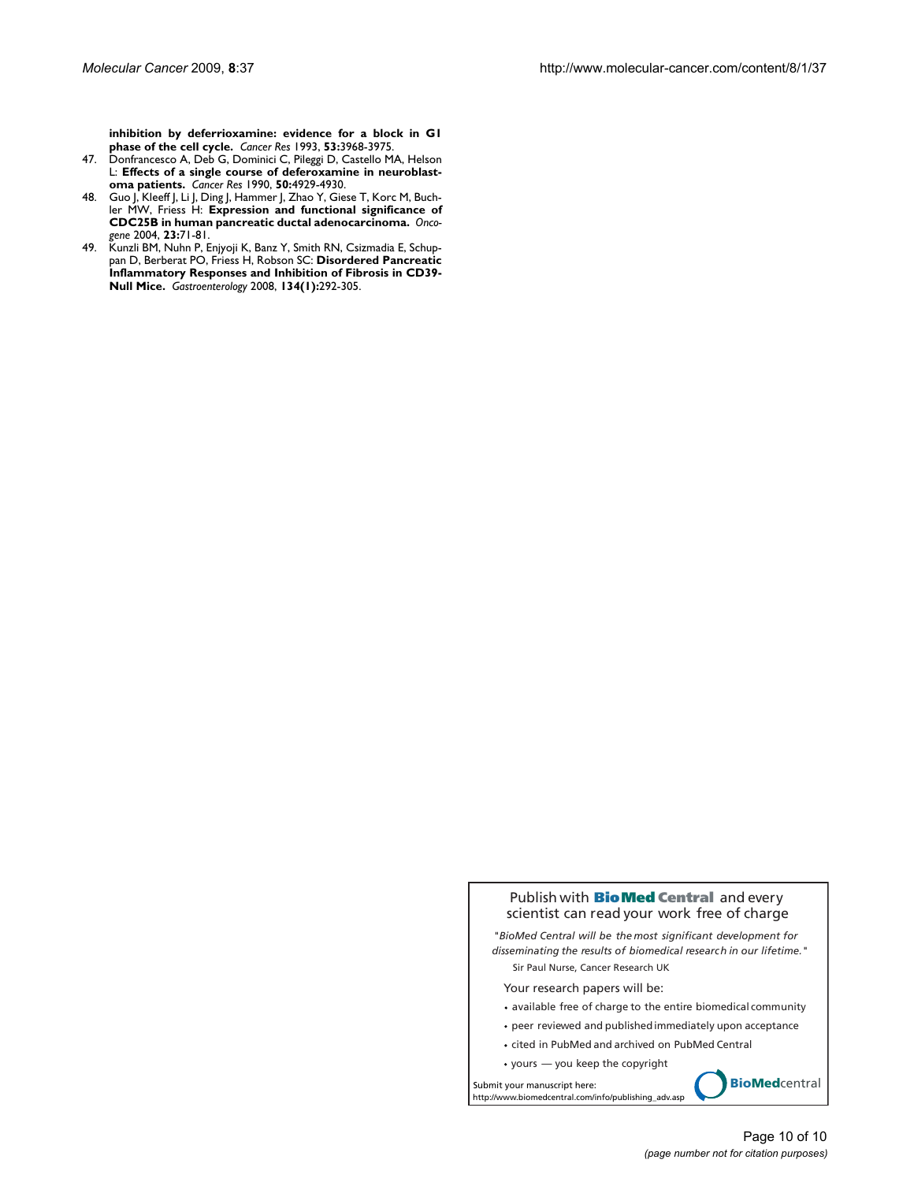inhibition by deferrioxamine: evidence for a block in G1 phase of the cell cycle.** *Cancer Res* 1993, **53:**3968-3975.

47. Donfrancesco A, Deb G, Dominici C, Pileggi D, Castello MA, Helson L: **Effects of a single course of deferoxamine in neuroblastoma patients.** *Cancer Res* 1990, **50:**4929-4930.
48. Guo J, Kleeff J, Li J, Ding J, Hammer J, Zhao Y, Giese T, Korc M, Buchler MW, Friess H: **Expression and functional significance of CDC25B in human pancreatic ductal adenocarcinoma.** *Oncogene* 2004, **23:**71-81.
49. Kunzli BM, Nuhn P, Enjyoji K, Banz Y, Smith RN, Csizmadia E, Schuppan D, Berberat PO, Friess H, Robson SC: **Disordered Pancreatic Inflammatory Responses and Inhibition of Fibrosis in CD39-Null Mice.** *Gastroenterology* 2008, **134(1):**292-305.

Publish with **BioMed Central** and every scientist can read your work free of charge

*"BioMed Central will be the most significant development for disseminating the results of biomedical research in our lifetime."*

Sir Paul Nurse, Cancer Research UK

Your research papers will be:

- available free of charge to the entire biomedical community
- peer reviewed and published immediately upon acceptance
- cited in PubMed and archived on PubMed Central
- yours — you keep the copyright

Submit your manuscript here:
http://www.biomedcentral.com/info/publishing_adv.asp

**BioMed**central